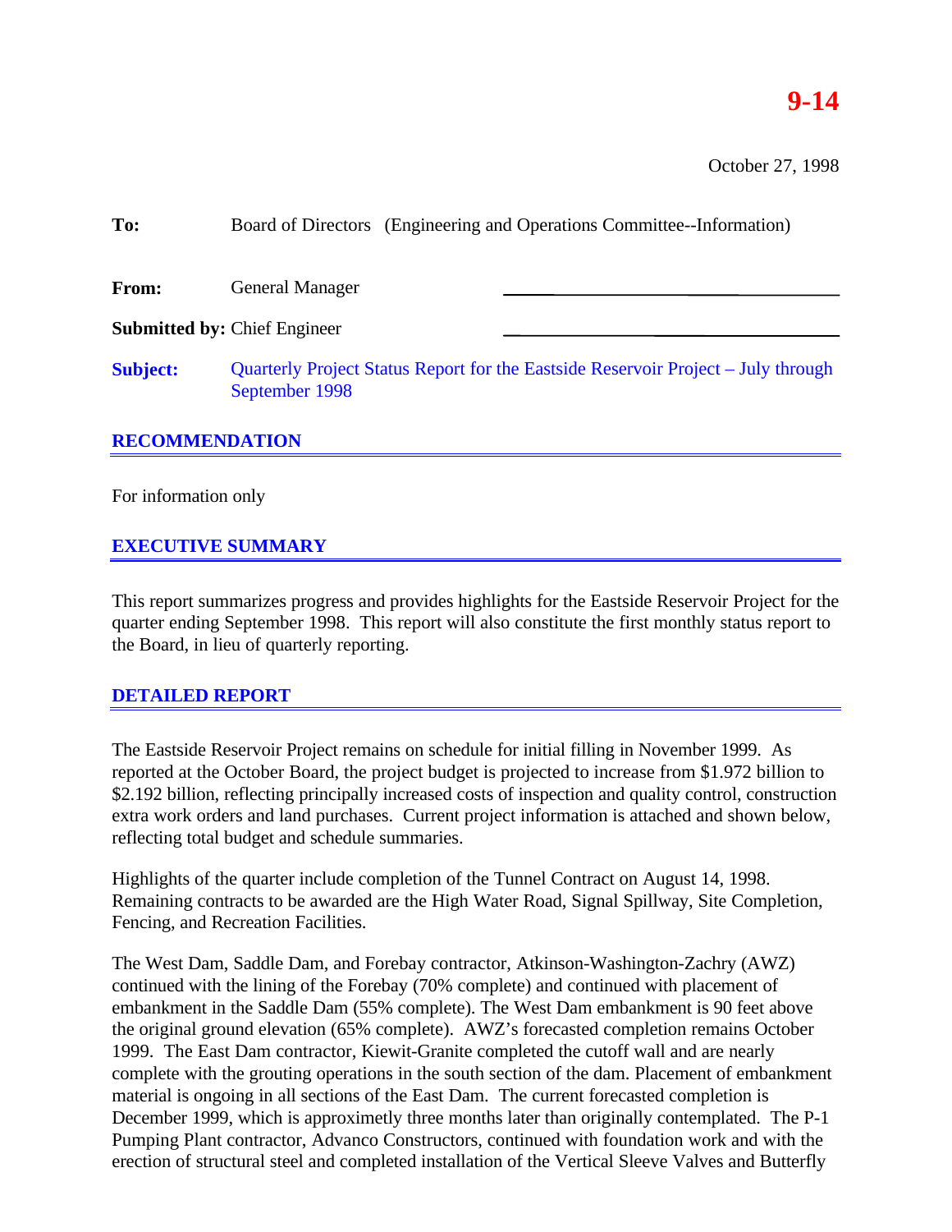# 9-14

October 27, 1998

**To:** Board of Directors (Engineering and Operations Committee--Information)

**From:** General Manager

**Submitted by:** Chief Engineer

**Subject:** Quarterly Project Status Report for the Eastside Reservoir Project – July through September 1998

## RECOMMENDATION

For information only

## EXECUTIVE SUMMARY

This report summarizes progress and provides highlights for the Eastside Reservoir Project for the quarter ending September 1998. This report will also constitute the first monthly status report to the Board, in lieu of quarterly reporting.

## DETAILED REPORT

The Eastside Reservoir Project remains on schedule for initial filling in November 1999. As reported at the October Board, the project budget is projected to increase from $1.972 billion to $2.192 billion, reflecting principally increased costs of inspection and quality control, construction extra work orders and land purchases. Current project information is attached and shown below, reflecting total budget and schedule summaries.

Highlights of the quarter include completion of the Tunnel Contract on August 14, 1998. Remaining contracts to be awarded are the High Water Road, Signal Spillway, Site Completion, Fencing, and Recreation Facilities.

The West Dam, Saddle Dam, and Forebay contractor, Atkinson-Washington-Zachry (AWZ) continued with the lining of the Forebay (70% complete) and continued with placement of embankment in the Saddle Dam (55% complete). The West Dam embankment is 90 feet above the original ground elevation (65% complete). AWZ's forecasted completion remains October 1999. The East Dam contractor, Kiewit-Granite completed the cutoff wall and are nearly complete with the grouting operations in the south section of the dam. Placement of embankment material is ongoing in all sections of the East Dam. The current forecasted completion is December 1999, which is approximetly three months later than originally contemplated. The P-1 Pumping Plant contractor, Advanco Constructors, continued with foundation work and with the erection of structural steel and completed installation of the Vertical Sleeve Valves and Butterfly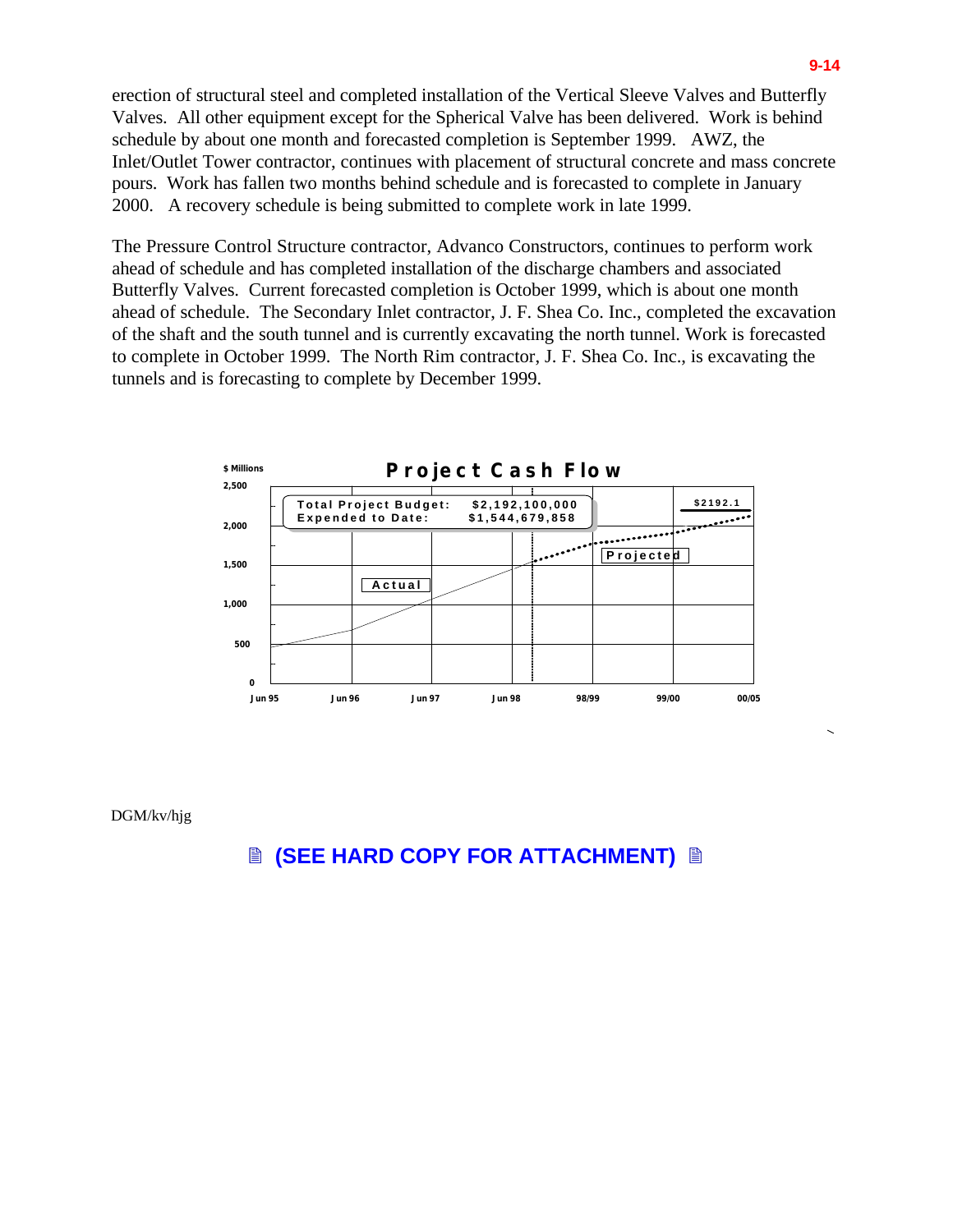erection of structural steel and completed installation of the Vertical Sleeve Valves and Butterfly Valves. All other equipment except for the Spherical Valve has been delivered. Work is behind schedule by about one month and forecasted completion is September 1999. AWZ, the Inlet/Outlet Tower contractor, continues with placement of structural concrete and mass concrete pours. Work has fallen two months behind schedule and is forecasted to complete in January 2000. A recovery schedule is being submitted to complete work in late 1999.

The Pressure Control Structure contractor, Advanco Constructors, continues to perform work ahead of schedule and has completed installation of the discharge chambers and associated Butterfly Valves. Current forecasted completion is October 1999, which is about one month ahead of schedule. The Secondary Inlet contractor, J. F. Shea Co. Inc., completed the excavation of the shaft and the south tunnel and is currently excavating the north tunnel. Work is forecasted to complete in October 1999. The North Rim contractor, J. F. Shea Co. Inc., is excavating the tunnels and is forecasting to complete by December 1999.

**Project Cash Flow**

$ Millions

2,500
2,000
1,500
1,000
500
0

Jun 95
Jun 96
Jun 97
Jun 98
98/99
99/00
00/05

Total Project Budget: $2,192,100,000
Expended to Date: $1,544,679,858

$2192.1

Actual

Projected

DGM/kv/hjg

**(SEE HARD COPY FOR ATTACHMENT)**